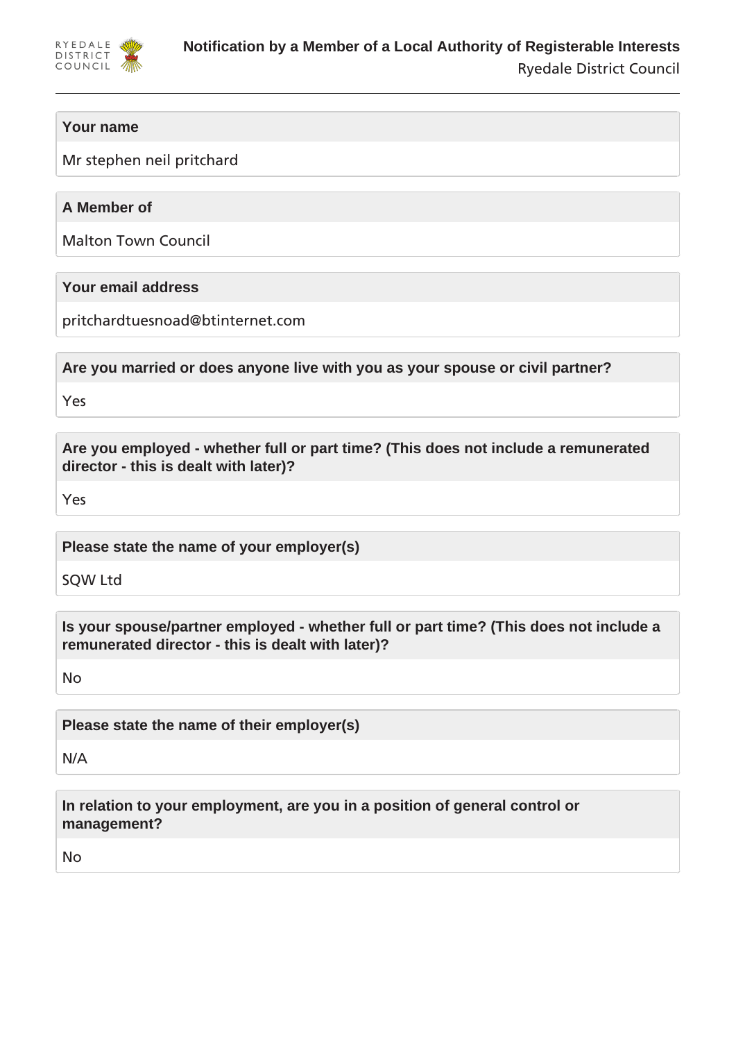# Notification by a Member of a Local Authority of Registerable Interests

Ryedale District Council

**Your name**

Mr stephen neil pritchard

**A Member of**

Malton Town Council

**Your email address**

pritchardtuesnoad@btinternet.com

**Are you married or does anyone live with you as your spouse or civil partner?**

Yes

**Are you employed - whether full or part time? (This does not include a remunerated director - this is dealt with later)?**

Yes

**Please state the name of your employer(s)**

SQW Ltd

**Is your spouse/partner employed - whether full or part time? (This does not include a remunerated director - this is dealt with later)?**

No

**Please state the name of their employer(s)**

N/A

**In relation to your employment, are you in a position of general control or management?**

No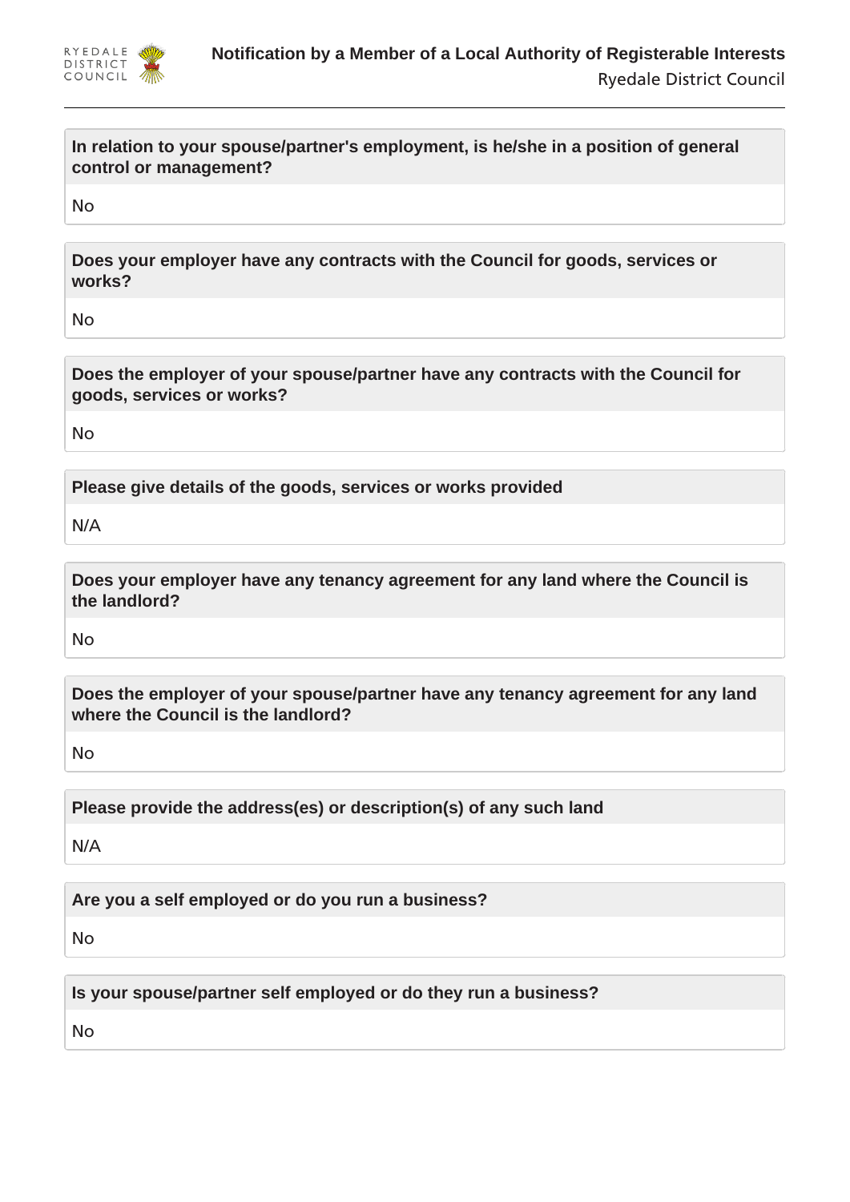**In relation to your spouse/partner's employment, is he/she in a position of general control or management?**

No

**Does your employer have any contracts with the Council for goods, services or works?**

No

**Does the employer of your spouse/partner have any contracts with the Council for goods, services or works?**

No

**Please give details of the goods, services or works provided**

N/A

**Does your employer have any tenancy agreement for any land where the Council is the landlord?**

No

**Does the employer of your spouse/partner have any tenancy agreement for any land where the Council is the landlord?**

No

**Please provide the address(es) or description(s) of any such land**

N/A

**Are you a self employed or do you run a business?**

No

**Is your spouse/partner self employed or do they run a business?**

No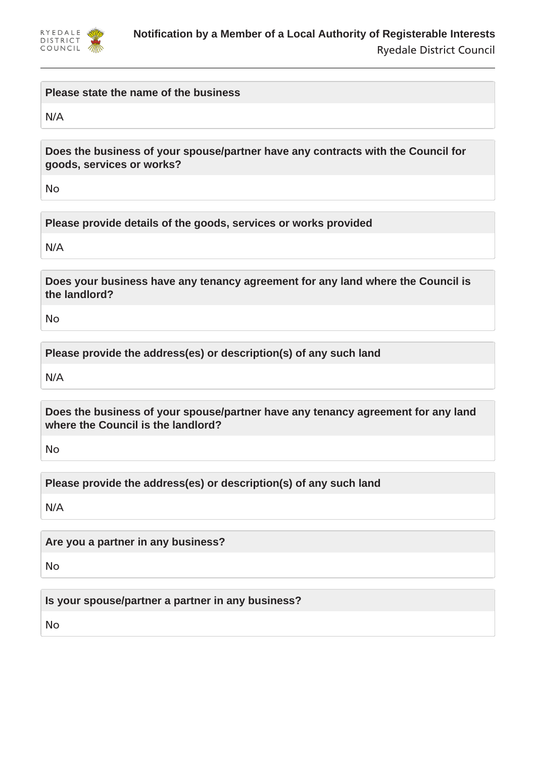**Please state the name of the business**

N/A

**Does the business of your spouse/partner have any contracts with the Council for goods, services or works?**

No

**Please provide details of the goods, services or works provided**

N/A

**Does your business have any tenancy agreement for any land where the Council is the landlord?**

No

**Please provide the address(es) or description(s) of any such land**

N/A

**Does the business of your spouse/partner have any tenancy agreement for any land where the Council is the landlord?**

No

**Please provide the address(es) or description(s) of any such land**

N/A

**Are you a partner in any business?**

No

**Is your spouse/partner a partner in any business?**

No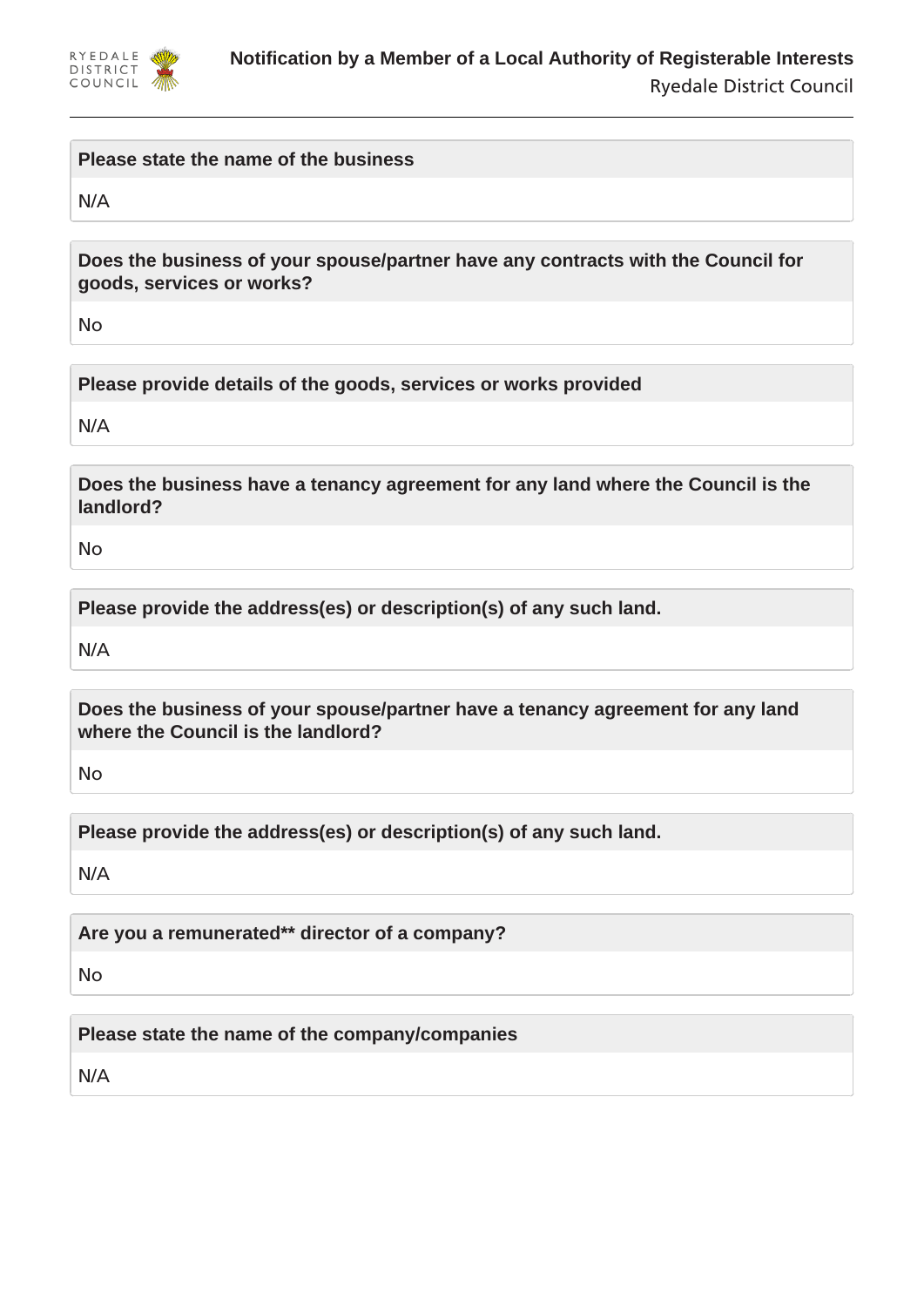**Please state the name of the business**

N/A

**Does the business of your spouse/partner have any contracts with the Council for goods, services or works?**

No

**Please provide details of the goods, services or works provided**

N/A

**Does the business have a tenancy agreement for any land where the Council is the landlord?**

No

**Please provide the address(es) or description(s) of any such land.**

N/A

**Does the business of your spouse/partner have a tenancy agreement for any land where the Council is the landlord?**

No

**Please provide the address(es) or description(s) of any such land.**

N/A

**Are you a remunerated** director of a company?**

No

**Please state the name of the company/companies**

N/A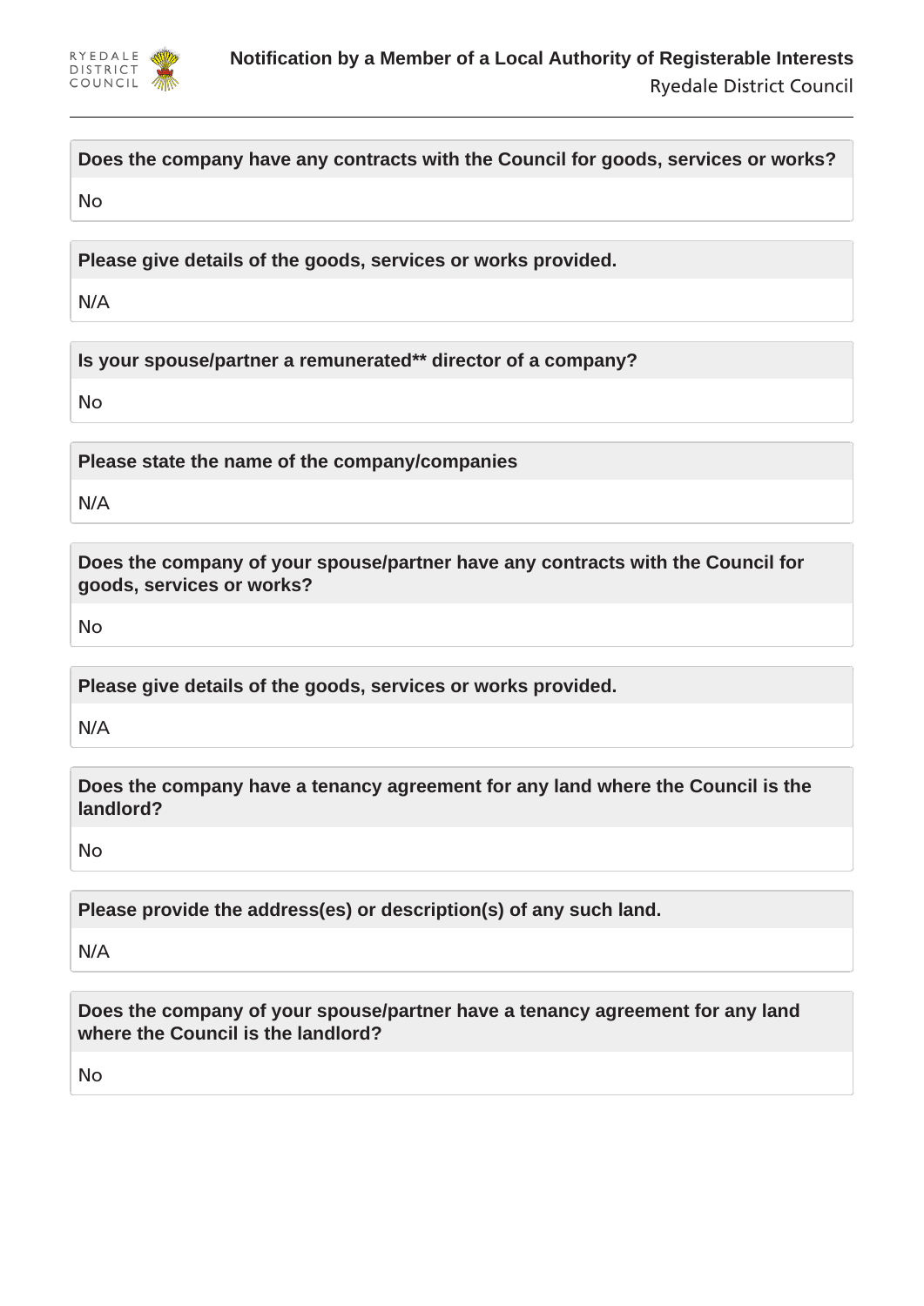**Does the company have any contracts with the Council for goods, services or works?**

No

**Please give details of the goods, services or works provided.**

N/A

**Is your spouse/partner a remunerated** director of a company?**

No

**Please state the name of the company/companies**

N/A

**Does the company of your spouse/partner have any contracts with the Council for goods, services or works?**

No

**Please give details of the goods, services or works provided.**

N/A

**Does the company have a tenancy agreement for any land where the Council is the landlord?**

No

**Please provide the address(es) or description(s) of any such land.**

N/A

**Does the company of your spouse/partner have a tenancy agreement for any land where the Council is the landlord?**

No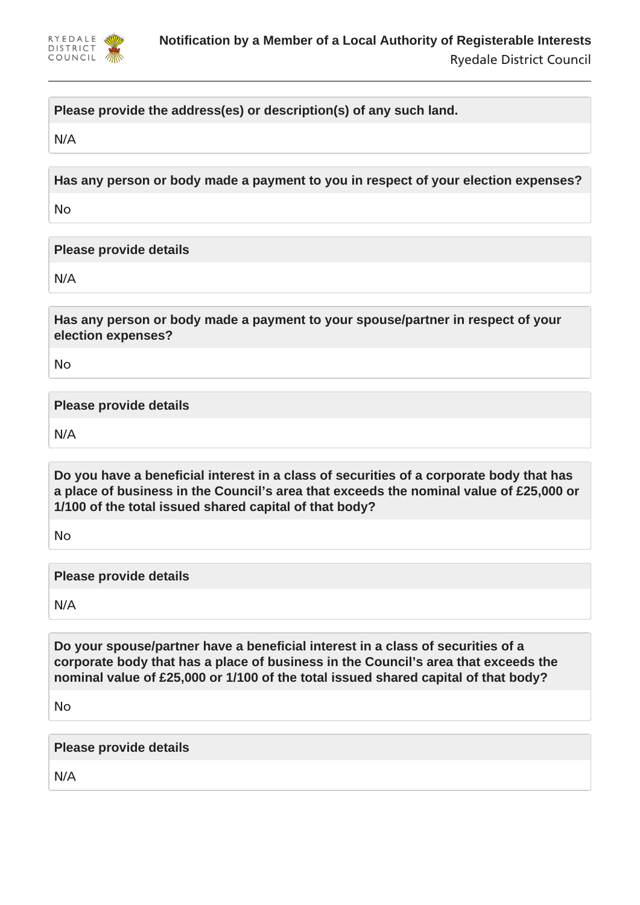**Please provide the address(es) or description(s) of any such land.**

N/A

**Has any person or body made a payment to you in respect of your election expenses?**

No

**Please provide details**

N/A

**Has any person or body made a payment to your spouse/partner in respect of your election expenses?**

No

**Please provide details**

N/A

**Do you have a beneficial interest in a class of securities of a corporate body that has a place of business in the Council's area that exceeds the nominal value of £25,000 or 1/100 of the total issued shared capital of that body?**

No

**Please provide details**

N/A

**Do your spouse/partner have a beneficial interest in a class of securities of a corporate body that has a place of business in the Council's area that exceeds the nominal value of £25,000 or 1/100 of the total issued shared capital of that body?**

No

**Please provide details**

N/A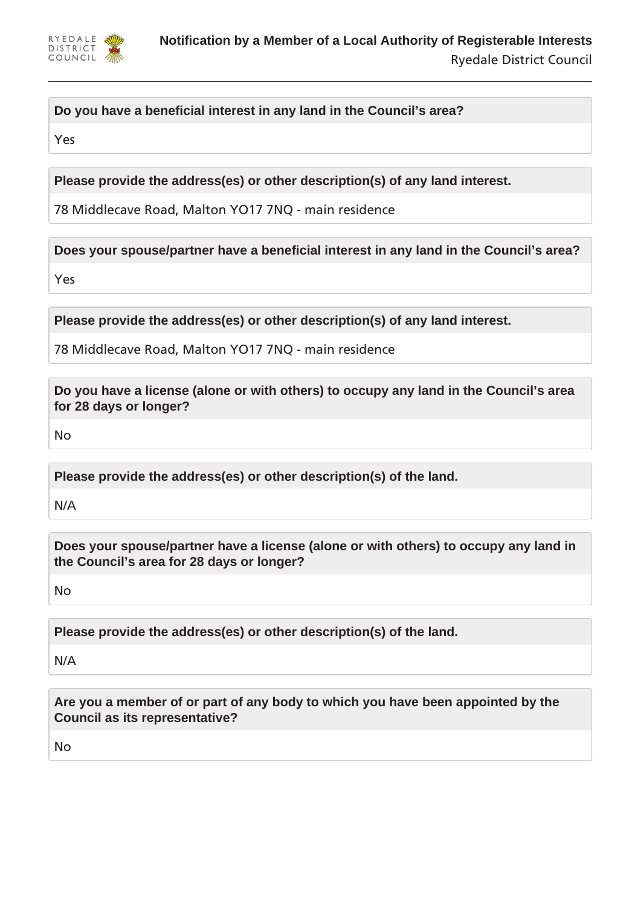**Do you have a beneficial interest in any land in the Council's area?**

Yes

**Please provide the address(es) or other description(s) of any land interest.**

78 Middlecave Road, Malton YO17 7NQ - main residence

**Does your spouse/partner have a beneficial interest in any land in the Council's area?**

Yes

**Please provide the address(es) or other description(s) of any land interest.**

78 Middlecave Road, Malton YO17 7NQ - main residence

**Do you have a license (alone or with others) to occupy any land in the Council's area for 28 days or longer?**

No

**Please provide the address(es) or other description(s) of the land.**

N/A

**Does your spouse/partner have a license (alone or with others) to occupy any land in the Council's area for 28 days or longer?**

No

**Please provide the address(es) or other description(s) of the land.**

N/A

**Are you a member of or part of any body to which you have been appointed by the Council as its representative?**

No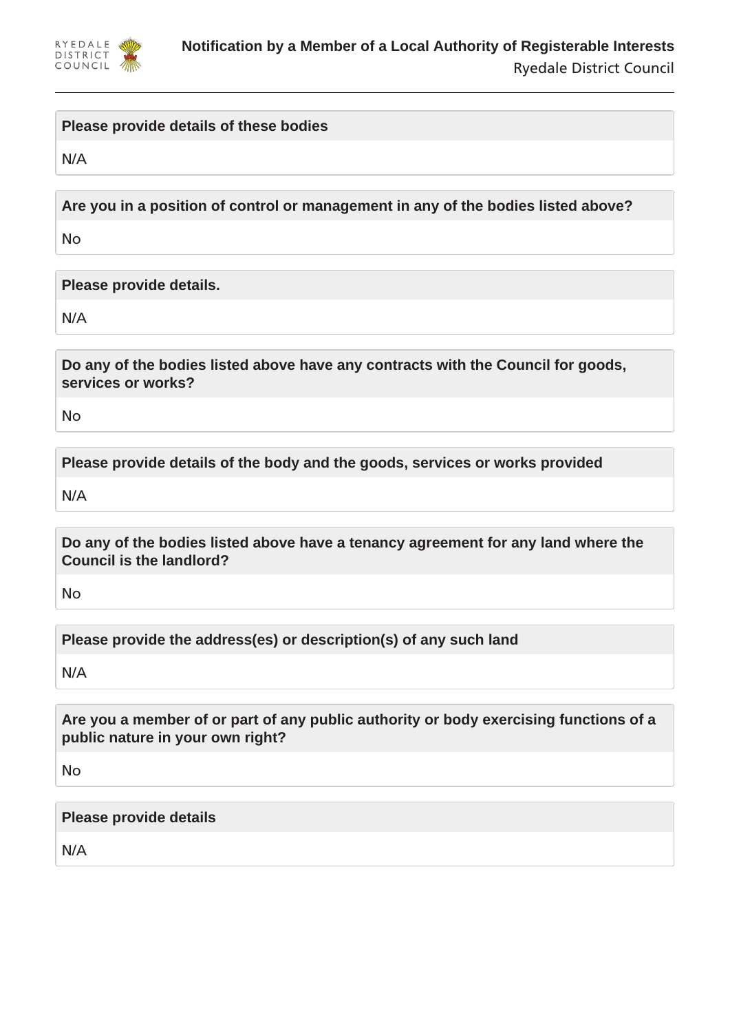**Please provide details of these bodies**

N/A

**Are you in a position of control or management in any of the bodies listed above?**

No

**Please provide details.**

N/A

**Do any of the bodies listed above have any contracts with the Council for goods, services or works?**

No

**Please provide details of the body and the goods, services or works provided**

N/A

**Do any of the bodies listed above have a tenancy agreement for any land where the Council is the landlord?**

No

**Please provide the address(es) or description(s) of any such land**

N/A

**Are you a member of or part of any public authority or body exercising functions of a public nature in your own right?**

No

**Please provide details**

N/A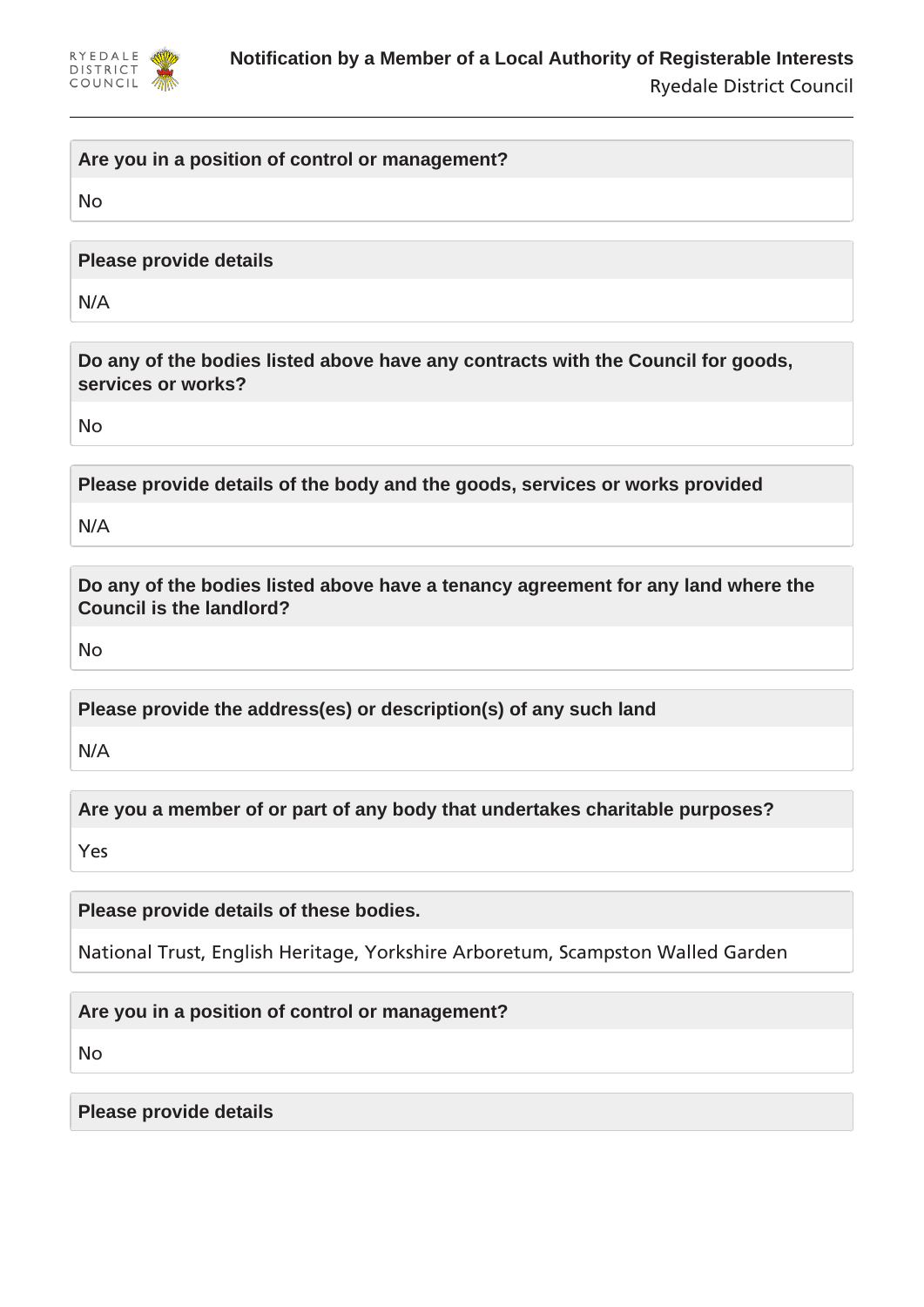**Are you in a position of control or management?**

No

**Please provide details**

N/A

**Do any of the bodies listed above have any contracts with the Council for goods, services or works?**

No

**Please provide details of the body and the goods, services or works provided**

N/A

**Do any of the bodies listed above have a tenancy agreement for any land where the Council is the landlord?**

No

**Please provide the address(es) or description(s) of any such land**

N/A

**Are you a member of or part of any body that undertakes charitable purposes?**

Yes

**Please provide details of these bodies.**

National Trust, English Heritage, Yorkshire Arboretum, Scampston Walled Garden

**Are you in a position of control or management?**

No

**Please provide details**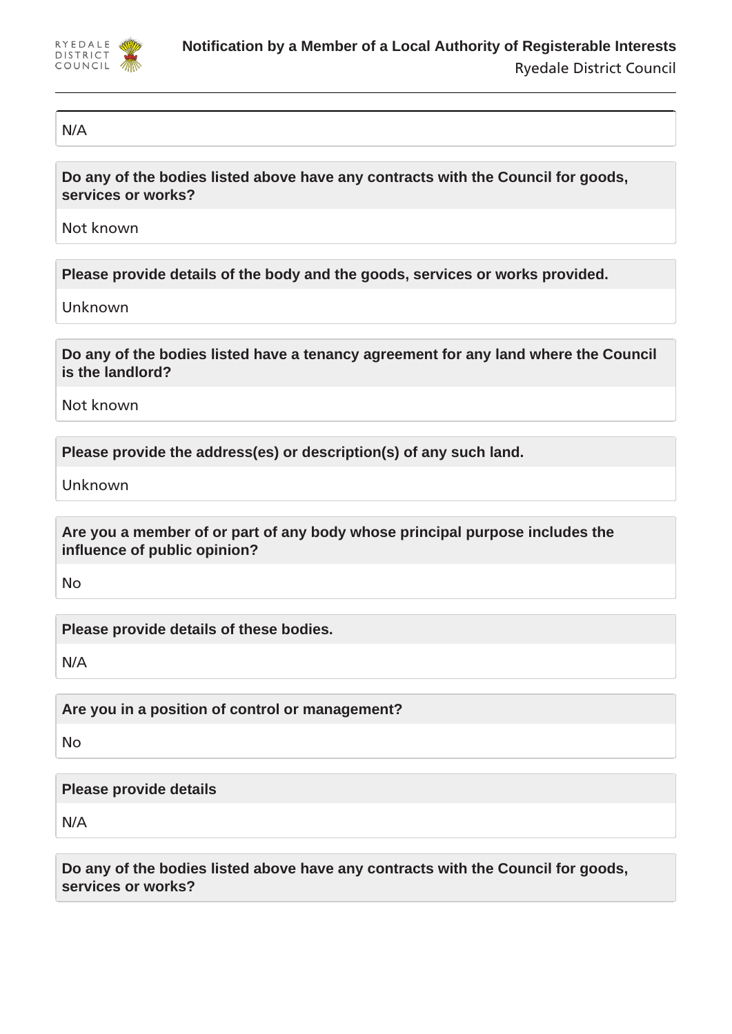N/A

**Do any of the bodies listed above have any contracts with the Council for goods, services or works?**

Not known

**Please provide details of the body and the goods, services or works provided.**

Unknown

**Do any of the bodies listed have a tenancy agreement for any land where the Council is the landlord?**

Not known

**Please provide the address(es) or description(s) of any such land.**

Unknown

**Are you a member of or part of any body whose principal purpose includes the influence of public opinion?**

No

**Please provide details of these bodies.**

N/A

**Are you in a position of control or management?**

No

**Please provide details**

N/A

**Do any of the bodies listed above have any contracts with the Council for goods, services or works?**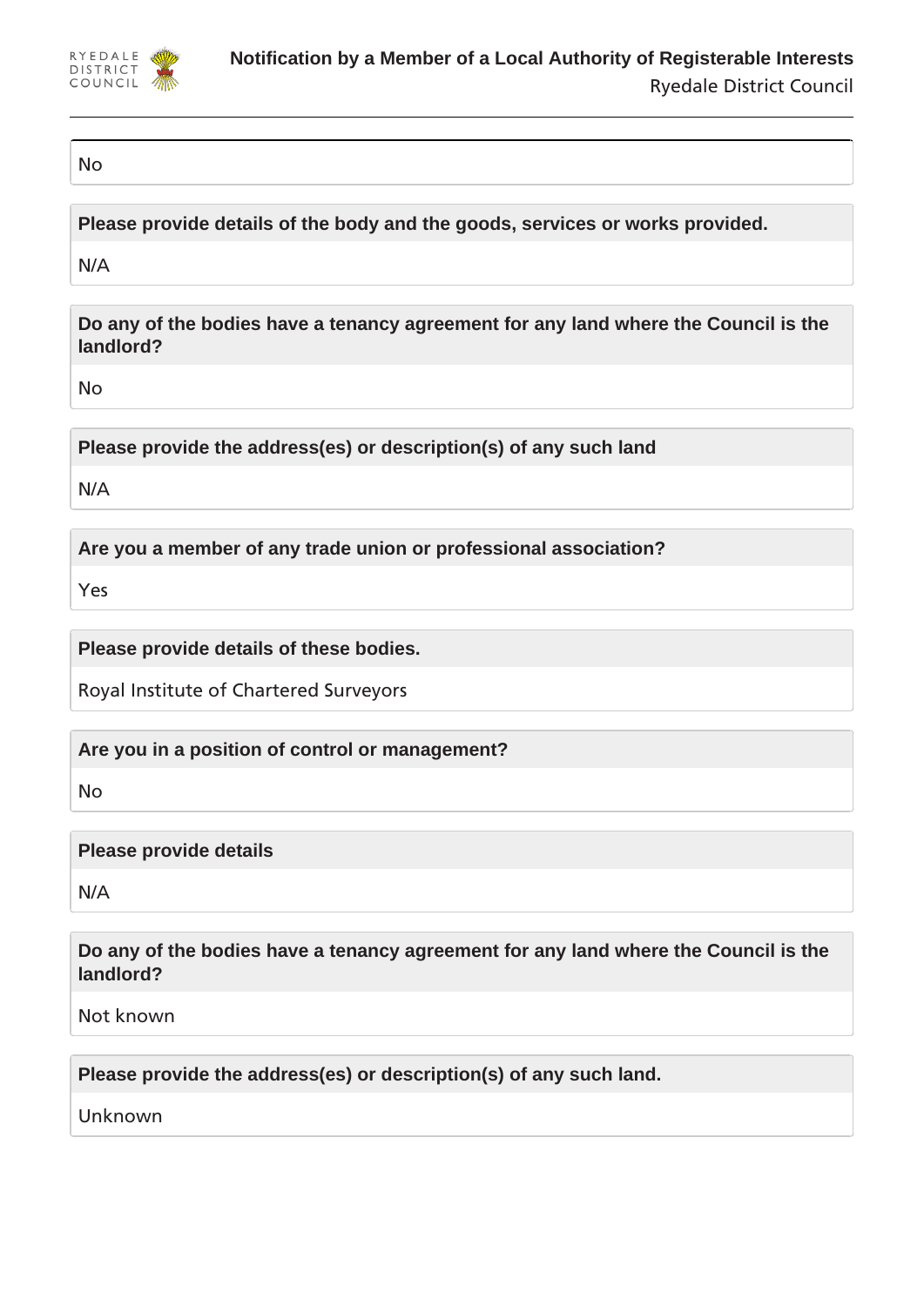No

**Please provide details of the body and the goods, services or works provided.**

N/A

**Do any of the bodies have a tenancy agreement for any land where the Council is the landlord?**

No

**Please provide the address(es) or description(s) of any such land**

N/A

**Are you a member of any trade union or professional association?**

Yes

**Please provide details of these bodies.**

Royal Institute of Chartered Surveyors

**Are you in a position of control or management?**

No

**Please provide details**

N/A

**Do any of the bodies have a tenancy agreement for any land where the Council is the landlord?**

Not known

**Please provide the address(es) or description(s) of any such land.**

Unknown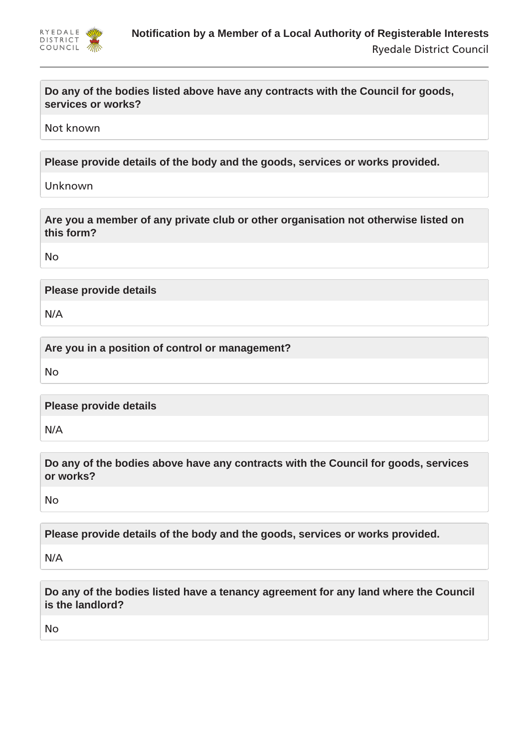**Do any of the bodies listed above have any contracts with the Council for goods, services or works?**

Not known

**Please provide details of the body and the goods, services or works provided.**

Unknown

**Are you a member of any private club or other organisation not otherwise listed on this form?**

No

**Please provide details**

N/A

**Are you in a position of control or management?**

No

**Please provide details**

N/A

**Do any of the bodies above have any contracts with the Council for goods, services or works?**

No

**Please provide details of the body and the goods, services or works provided.**

N/A

**Do any of the bodies listed have a tenancy agreement for any land where the Council is the landlord?**

No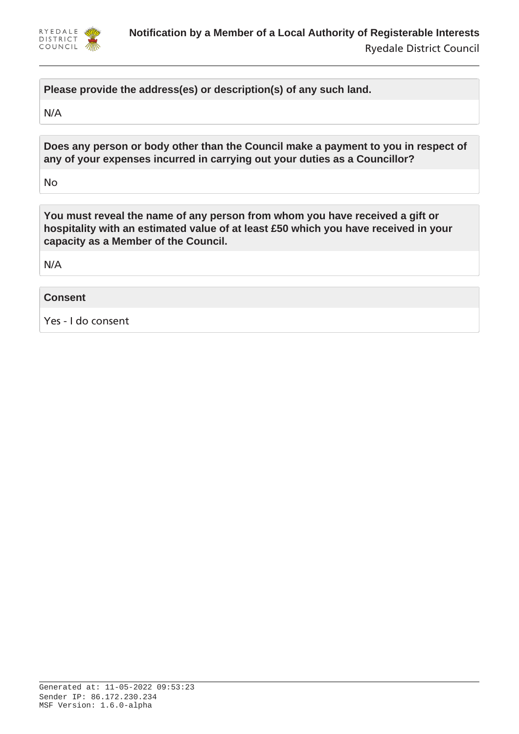**Please provide the address(es) or description(s) of any such land.**

N/A

**Does any person or body other than the Council make a payment to you in respect of any of your expenses incurred in carrying out your duties as a Councillor?**

No

**You must reveal the name of any person from whom you have received a gift or hospitality with an estimated value of at least £50 which you have received in your capacity as a Member of the Council.**

N/A

**Consent**

Yes - I do consent

```
Generated at: 11-05-2022 09:53:23
Sender IP: 86.172.230.234
MSF Version: 1.6.0-alpha
```